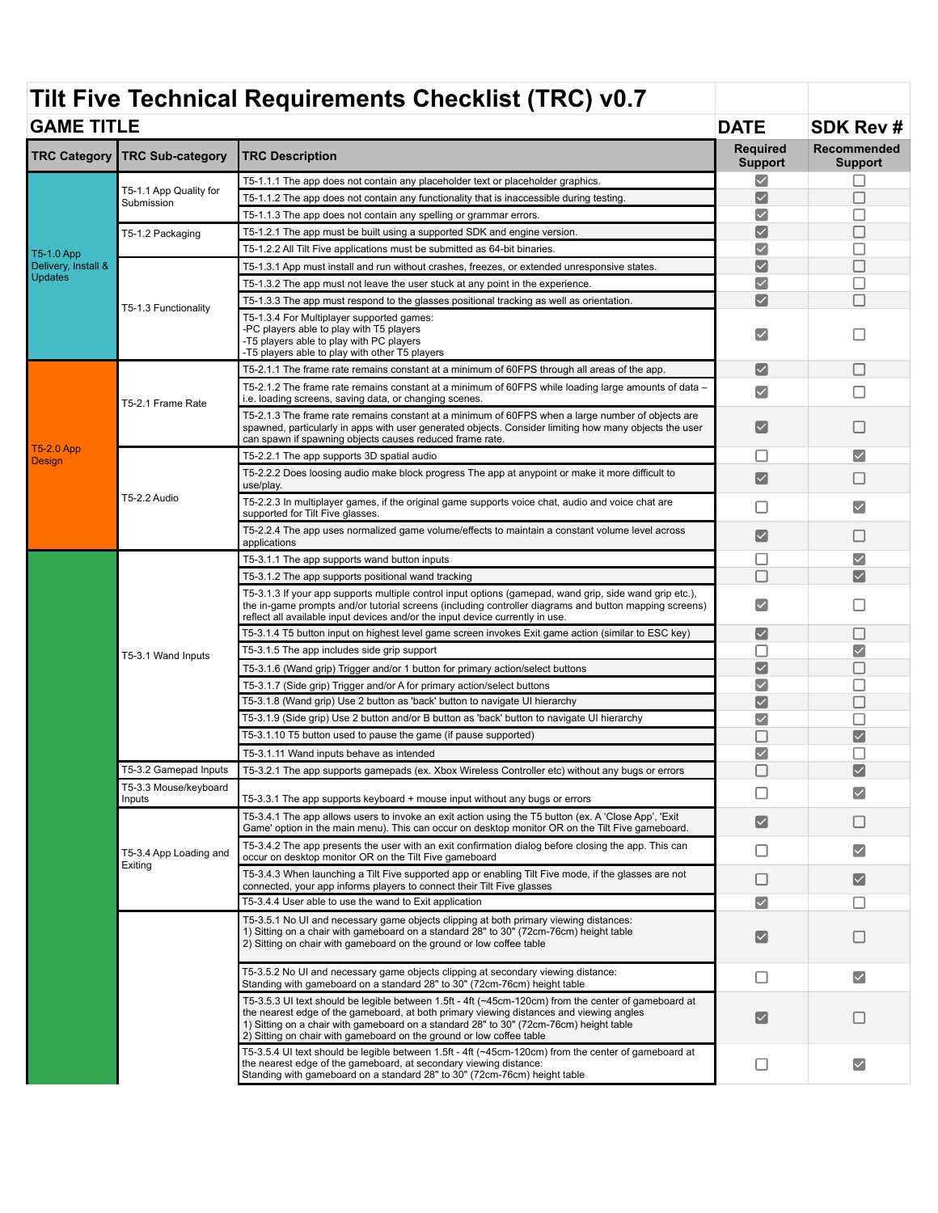# Tilt Five Technical Requirements Checklist (TRC) v0.7

| GAME TITLE | | | DATE | SDK Rev # |
|---|---|---|---|---|
| **TRC Category** | **TRC Sub-category** | **TRC Description** | **Required Support** | **Recommended Support** |
| T5-1.0 App Delivery, Install & Updates | T5-1.1 App Quality for Submission | T5-1.1.1 The app does not contain any placeholder text or placeholder graphics. | ☑ | ☐ |
| | | T5-1.1.2 The app does not contain any functionality that is inaccessible during testing. | ☑ | ☐ |
| | | T5-1.1.3 The app does not contain any spelling or grammar errors. | ☑ | ☐ |
| | T5-1.2 Packaging | T5-1.2.1 The app must be built using a supported SDK and engine version. | ☑ | ☐ |
| | | T5-1.2.2 All Tilt Five applications must be submitted as 64-bit binaries. | ☑ | ☐ |
| | T5-1.3 Functionality | T5-1.3.1 App must install and run without crashes, freezes, or extended unresponsive states. | ☑ | ☐ |
| | | T5-1.3.2 The app must not leave the user stuck at any point in the experience. | ☑ | ☐ |
| | | T5-1.3.3 The app must respond to the glasses positional tracking as well as orientation. | ☑ | ☐ |
| | | T5-1.3.4 For Multiplayer supported games:<br>-PC players able to play with T5 players<br>-T5 players able to play with PC players<br>-T5 players able to play with other T5 players | ☑ | ☐ |
| T5-2.0 App Design | T5-2.1 Frame Rate | T5-2.1.1 The frame rate remains constant at a minimum of 60FPS through all areas of the app. | ☑ | ☐ |
| | | T5-2.1.2 The frame rate remains constant at a minimum of 60FPS while loading large amounts of data – i.e. loading screens, saving data, or changing scenes. | ☑ | ☐ |
| | | T5-2.1.3 The frame rate remains constant at a minimum of 60FPS when a large number of objects are spawned, particularly in apps with user generated objects. Consider limiting how many objects the user can spawn if spawning objects causes reduced frame rate. | ☑ | ☐ |
| | T5-2.2 Audio | T5-2.2.1 The app supports 3D spatial audio | ☐ | ☑ |
| | | T5-2.2.2 Does loosing audio make block progress The app at anypoint or make it more difficult to use/play. | ☑ | ☐ |
| | | T5-2.2.3 In multiplayer games, if the original game supports voice chat, audio and voice chat are supported for Tilt Five glasses. | ☐ | ☑ |
| | | T5-2.2.4 The app uses normalized game volume/effects to maintain a constant volume level across applications | ☑ | ☐ |
| | T5-3.1 Wand Inputs | T5-3.1.1 The app supports wand button inputs | ☐ | ☑ |
| | | T5-3.1.2 The app supports positional wand tracking | ☐ | ☑ |
| | | T5-3.1.3 If your app supports multiple control input options (gamepad, wand grip, side wand grip etc.), the in-game prompts and/or tutorial screens (including controller diagrams and button mapping screens) reflect all available input devices and/or the input device currently in use. | ☑ | ☐ |
| | | T5-3.1.4 T5 button input on highest level game screen invokes Exit game action (similar to ESC key) | ☑ | ☐ |
| | | T5-3.1.5 The app includes side grip support | ☐ | ☑ |
| | | T5-3.1.6 (Wand grip) Trigger and/or 1 button for primary action/select buttons | ☑ | ☐ |
| | | T5-3.1.7 (Side grip) Trigger and/or A for primary action/select buttons | ☑ | ☐ |
| | | T5-3.1.8 (Wand grip) Use 2 button as 'back' button to navigate UI hierarchy | ☑ | ☐ |
| | | T5-3.1.9 (Side grip) Use 2 button and/or B button as 'back' button to navigate UI hierarchy | ☑ | ☐ |
| | | T5-3.1.10 T5 button used to pause the game (if pause supported) | ☐ | ☑ |
| | | T5-3.1.11 Wand inputs behave as intended | ☑ | ☐ |
| | T5-3.2 Gamepad Inputs | T5-3.2.1 The app supports gamepads (ex. Xbox Wireless Controller etc) without any bugs or errors | ☐ | ☑ |
| | T5-3.3 Mouse/keyboard Inputs | T5-3.3.1 The app supports keyboard + mouse input without any bugs or errors | ☐ | ☑ |
| | T5-3.4 App Loading and Exiting | T5-3.4.1 The app allows users to invoke an exit action using the T5 button (ex. A 'Close App', 'Exit Game' option in the main menu). This can occur on desktop monitor OR on the Tilt Five gameboard. | ☑ | ☐ |
| | | T5-3.4.2 The app presents the user with an exit confirmation dialog before closing the app. This can occur on desktop monitor OR on the Tilt Five gameboard | ☐ | ☑ |
| | | T5-3.4.3 When launching a Tilt Five supported app or enabling Tilt Five mode, if the glasses are not connected, your app informs players to connect their Tilt Five glasses | ☐ | ☑ |
| | | T5-3.4.4 User able to use the wand to Exit application | ☑ | ☐ |
| | | T5-3.5.1 No UI and necessary game objects clipping at both primary viewing distances:<br>1) Sitting on a chair with gameboard on a standard 28" to 30" (72cm-76cm) height table<br>2) Sitting on chair with gameboard on the ground or low coffee table | ☑ | ☐ |
| | | T5-3.5.2 No UI and necessary game objects clipping at secondary viewing distance:<br>Standing with gameboard on a standard 28" to 30" (72cm-76cm) height table | ☐ | ☑ |
| | | T5-3.5.3 UI text should be legible between 1.5ft - 4ft (~45cm-120cm) from the center of gameboard at the nearest edge of the gameboard, at both primary viewing distances and viewing angles<br>1) Sitting on a chair with gameboard on a standard 28" to 30" (72cm-76cm) height table<br>2) Sitting on chair with gameboard on the ground or low coffee table | ☑ | ☐ |
| | | T5-3.5.4 UI text should be legible between 1.5ft - 4ft (~45cm-120cm) from the center of gameboard at the nearest edge of the gameboard, at secondary viewing distance:<br>Standing with gameboard on a standard 28" to 30" (72cm-76cm) height table | ☐ | ☑ |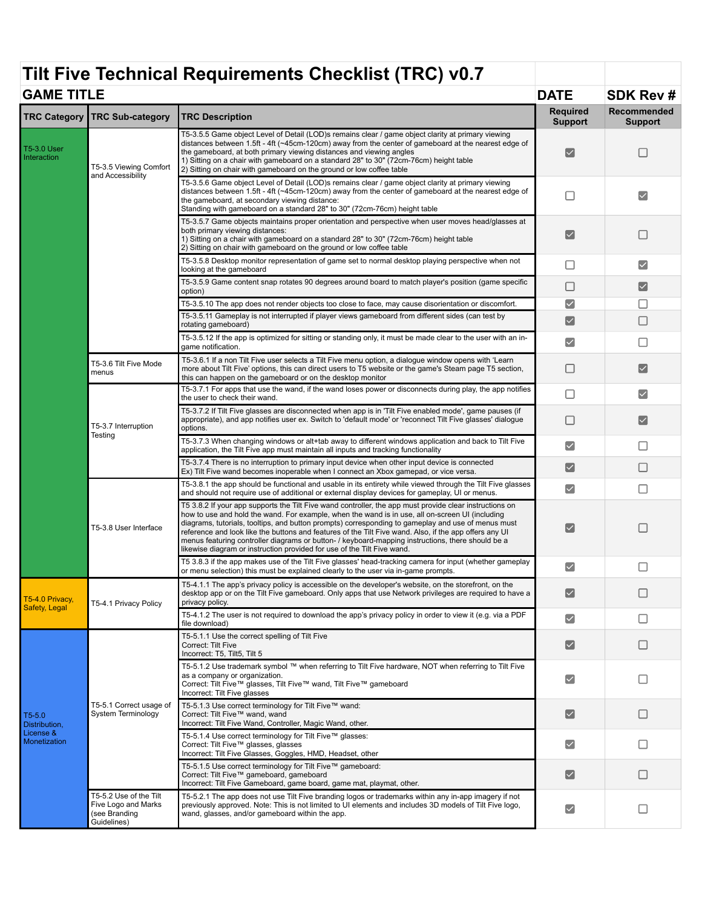# Tilt Five Technical Requirements Checklist (TRC) v0.7

| GAME TITLE | | | DATE | SDK Rev # |
|---|---|---|---|---|
| **TRC Category** | **TRC Sub-category** | **TRC Description** | **Required Support** | **Recommended Support** |
| T5-3.0 User Interaction | T5-3.5 Viewing Comfort and Accessibility | T5-3.5.5 Game object Level of Detail (LOD)s remains clear / game object clarity at primary viewing distances between 1.5ft - 4ft (~45cm-120cm) away from the center of gameboard at the nearest edge of the gameboard, at both primary viewing distances and viewing angles<br>1) Sitting on a chair with gameboard on a standard 28" to 30" (72cm-76cm) height table<br>2) Sitting on chair with gameboard on the ground or low coffee table | ☑ | ☐ |
| | | T5-3.5.6 Game object Level of Detail (LOD)s remains clear / game object clarity at primary viewing distances between 1.5ft - 4ft (~45cm-120cm) away from the center of gameboard at the nearest edge of the gameboard, at secondary viewing distance:<br>Standing with gameboard on a standard 28" to 30" (72cm-76cm) height table | ☐ | ☑ |
| | | T5-3.5.7 Game objects maintains proper orientation and perspective when user moves head/glasses at both primary viewing distances:<br>1) Sitting on a chair with gameboard on a standard 28" to 30" (72cm-76cm) height table<br>2) Sitting on chair with gameboard on the ground or low coffee table | ☑ | ☐ |
| | | T5-3.5.8 Desktop monitor representation of game set to normal desktop playing perspective when not looking at the gameboard | ☐ | ☑ |
| | | T5-3.5.9 Game content snap rotates 90 degrees around board to match player's position (game specific option) | ☐ | ☑ |
| | | T5-3.5.10 The app does not render objects too close to face, may cause disorientation or discomfort. | ☑ | ☐ |
| | | T5-3.5.11 Gameplay is not interrupted if player views gameboard from different sides (can test by rotating gameboard) | ☑ | ☐ |
| | | T5-3.5.12 If the app is optimized for sitting or standing only, it must be made clear to the user with an in-game notification. | ☑ | ☐ |
| | T5-3.6 Tilt Five Mode menus | T5-3.6.1 If a non Tilt Five user selects a Tilt Five menu option, a dialogue window opens with 'Learn more about Tilt Five' options, this can direct users to T5 website or the game's Steam page T5 section, this can happen on the gameboard or on the desktop monitor | ☐ | ☑ |
| | T5-3.7 Interruption Testing | T5-3.7.1 For apps that use the wand, if the wand loses power or disconnects during play, the app notifies the user to check their wand. | ☐ | ☑ |
| | | T5-3.7.2 If Tilt Five glasses are disconnected when app is in 'Tilt Five enabled mode', game pauses (if appropriate), and app notifies user ex. Switch to 'default mode' or 'reconnect Tilt Five glasses' dialogue options. | ☐ | ☑ |
| | | T5-3.7.3 When changing windows or alt+tab away to different windows application and back to Tilt Five application, the Tilt Five app must maintain all inputs and tracking functionality | ☑ | ☐ |
| | | T5-3.7.4 There is no interruption to primary input device when other input device is connected<br>Ex) Tilt Five wand becomes inoperable when I connect an Xbox gamepad, or vice versa. | ☑ | ☐ |
| | T5-3.8 User Interface | T5-3.8.1 the app should be functional and usable in its entirety while viewed through the Tilt Five glasses and should not require use of additional or external display devices for gameplay, UI or menus. | ☑ | ☐ |
| | | T5 3.8.2 If your app supports the Tilt Five wand controller, the app must provide clear instructions on how to use and hold the wand. For example, when the wand is in use, all on-screen UI (including diagrams, tutorials, tooltips, and button prompts) corresponding to gameplay and use of menus must reference and look like the buttons and features of the Tilt Five wand. Also, if the app offers any UI menus featuring controller diagrams or button- / keyboard-mapping instructions, there should be a likewise diagram or instruction provided for use of the Tilt Five wand. | ☑ | ☐ |
| | | T5 3.8.3 if the app makes use of the Tilt Five glasses' head-tracking camera for input (whether gameplay or menu selection) this must be explained clearly to the user via in-game prompts. | ☑ | ☐ |
| T5-4.0 Privacy, Safety, Legal | T5-4.1 Privacy Policy | T5-4.1.1 The app's privacy policy is accessible on the developer's website, on the storefront, on the desktop app or on the Tilt Five gameboard. Only apps that use Network privileges are required to have a privacy policy. | ☑ | ☐ |
| | | T5-4.1.2 The user is not required to download the app's privacy policy in order to view it (e.g. via a PDF file download) | ☑ | ☐ |
| T5-5.0 Distribution, License & Monetization | T5-5.1 Correct usage of System Terminology | T5-5.1.1 Use the correct spelling of Tilt Five<br>Correct: Tilt Five<br>Incorrect: T5, Tilt5, Tilt 5 | ☑ | ☐ |
| | | T5-5.1.2 Use trademark symbol ™ when referring to Tilt Five hardware, NOT when referring to Tilt Five as a company or organization.<br>Correct: Tilt Five™ glasses, Tilt Five™ wand, Tilt Five™ gameboard<br>Incorrect: Tilt Five glasses | ☑ | ☐ |
| | | T5-5.1.3 Use correct terminology for Tilt Five™ wand:<br>Correct: Tilt Five™ wand, wand<br>Incorrect: Tilt Five Wand, Controller, Magic Wand, other. | ☑ | ☐ |
| | | T5-5.1.4 Use correct terminology for Tilt Five™ glasses:<br>Correct: Tilt Five™ glasses, glasses<br>Incorrect: Tilt Five Glasses, Goggles, HMD, Headset, other | ☑ | ☐ |
| | | T5-5.1.5 Use correct terminology for Tilt Five™ gameboard:<br>Correct: Tilt Five™ gameboard, gameboard<br>Incorrect: Tilt Five Gameboard, game board, game mat, playmat, other. | ☑ | ☐ |
| | T5-5.2 Use of the Tilt Five Logo and Marks (see Branding Guidelines) | T5-5.2.1 The app does not use Tilt Five branding logos or trademarks within any in-app imagery if not previously approved. Note: This is not limited to UI elements and includes 3D models of Tilt Five logo, wand, glasses, and/or gameboard within the app. | ☑ | ☐ |